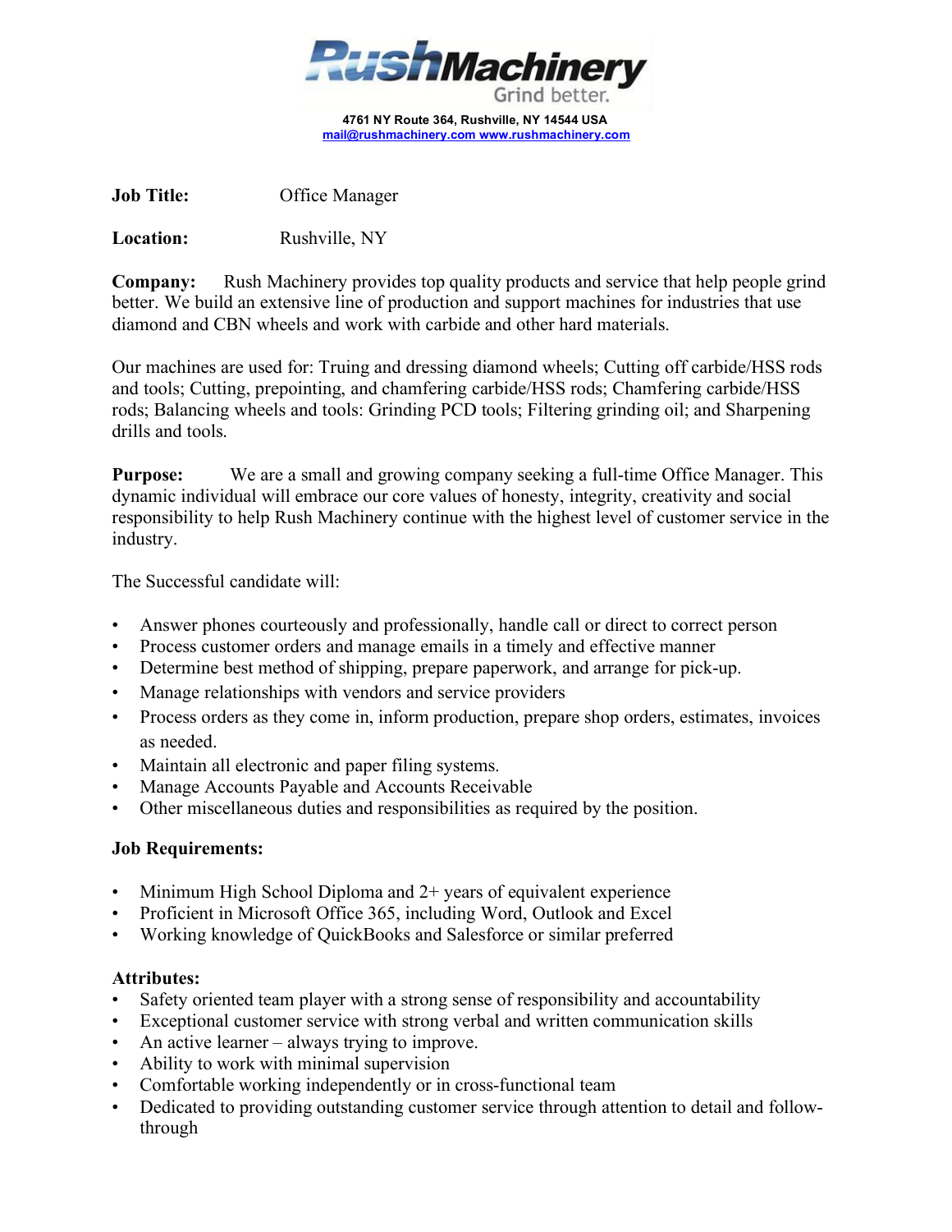**RushMachinery**
Grind better.

**4761 NY Route 364, Rushville, NY 14544 USA**
**mail@rushmachinery.com www.rushmachinery.com**

**Job Title:** Office Manager

**Location:** Rushville, NY

**Company:** Rush Machinery provides top quality products and service that help people grind better. We build an extensive line of production and support machines for industries that use diamond and CBN wheels and work with carbide and other hard materials.

Our machines are used for: Truing and dressing diamond wheels; Cutting off carbide/HSS rods and tools; Cutting, prepointing, and chamfering carbide/HSS rods; Chamfering carbide/HSS rods; Balancing wheels and tools: Grinding PCD tools; Filtering grinding oil; and Sharpening drills and tools.

**Purpose:** We are a small and growing company seeking a full-time Office Manager. This dynamic individual will embrace our core values of honesty, integrity, creativity and social responsibility to help Rush Machinery continue with the highest level of customer service in the industry.

The Successful candidate will:

- Answer phones courteously and professionally, handle call or direct to correct person
- Process customer orders and manage emails in a timely and effective manner
- Determine best method of shipping, prepare paperwork, and arrange for pick-up.
- Manage relationships with vendors and service providers
- Process orders as they come in, inform production, prepare shop orders, estimates, invoices as needed.
- Maintain all electronic and paper filing systems.
- Manage Accounts Payable and Accounts Receivable
- Other miscellaneous duties and responsibilities as required by the position.

**Job Requirements:**

- Minimum High School Diploma and 2+ years of equivalent experience
- Proficient in Microsoft Office 365, including Word, Outlook and Excel
- Working knowledge of QuickBooks and Salesforce or similar preferred

**Attributes:**

- Safety oriented team player with a strong sense of responsibility and accountability
- Exceptional customer service with strong verbal and written communication skills
- An active learner – always trying to improve.
- Ability to work with minimal supervision
- Comfortable working independently or in cross-functional team
- Dedicated to providing outstanding customer service through attention to detail and follow-through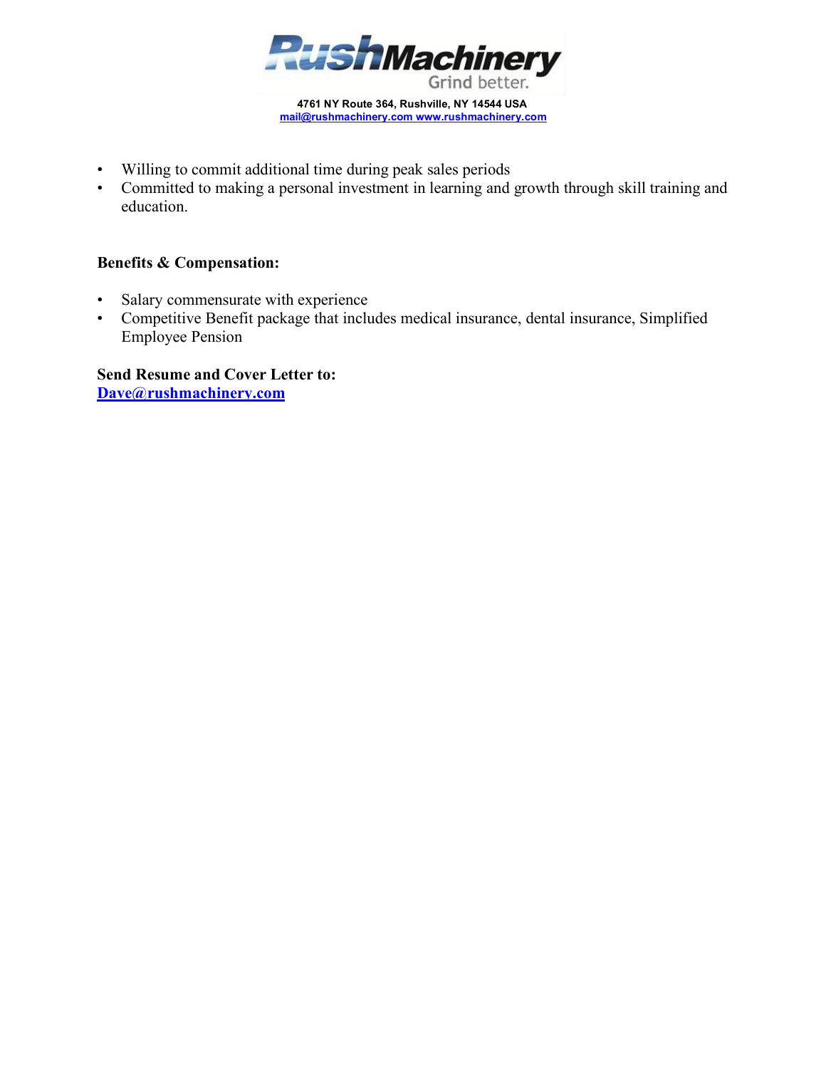- Willing to commit additional time during peak sales periods
- Committed to making a personal investment in learning and growth through skill training and education.

**Benefits & Compensation:**

- Salary commensurate with experience
- Competitive Benefit package that includes medical insurance, dental insurance, Simplified Employee Pension

**Send Resume and Cover Letter to:**
Dave@rushmachinery.com